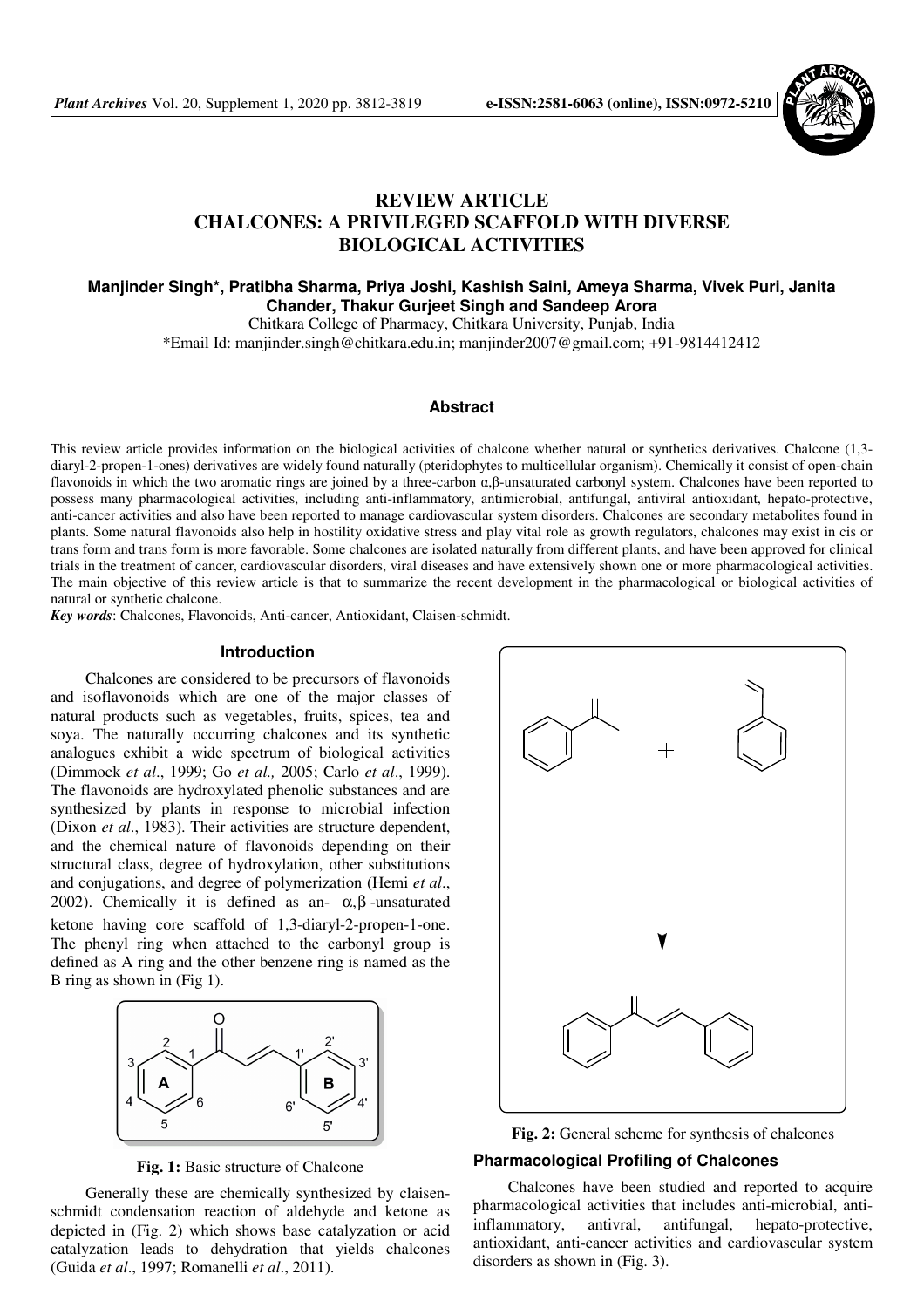# REVIEW ARTICLE
# CHALCONES: A PRIVILEGED SCAFFOLD WITH DIVERSE BIOLOGICAL ACTIVITIES

**Manjinder Singh\*, Pratibha Sharma, Priya Joshi, Kashish Saini, Ameya Sharma, Vivek Puri, Janita Chander, Thakur Gurjeet Singh and Sandeep Arora**

Chitkara College of Pharmacy, Chitkara University, Punjab, India

\*Email Id: manjinder.singh@chitkara.edu.in; manjinder2007@gmail.com; +91-9814412412

## Abstract

This review article provides information on the biological activities of chalcone whether natural or synthetics derivatives. Chalcone (1,3-diaryl-2-propen-1-ones) derivatives are widely found naturally (pteridophytes to multicellular organism). Chemically it consist of open-chain flavonoids in which the two aromatic rings are joined by a three-carbon α,β-unsaturated carbonyl system. Chalcones have been reported to possess many pharmacological activities, including anti-inflammatory, antimicrobial, antifungal, antiviral antioxidant, hepato-protective, anti-cancer activities and also have been reported to manage cardiovascular system disorders. Chalcones are secondary metabolites found in plants. Some natural flavonoids also help in hostility oxidative stress and play vital role as growth regulators, chalcones may exist in cis or trans form and trans form is more favorable. Some chalcones are isolated naturally from different plants, and have been approved for clinical trials in the treatment of cancer, cardiovascular disorders, viral diseases and have extensively shown one or more pharmacological activities. The main objective of this review article is that to summarize the recent development in the pharmacological or biological activities of natural or synthetic chalcone.

*Key words*: Chalcones, Flavonoids, Anti-cancer, Antioxidant, Claisen-schmidt.

## Introduction

Chalcones are considered to be precursors of flavonoids and isoflavonoids which are one of the major classes of natural products such as vegetables, fruits, spices, tea and soya. The naturally occurring chalcones and its synthetic analogues exhibit a wide spectrum of biological activities (Dimmock *et al*., 1999; Go *et al.,* 2005; Carlo *et al*., 1999). The flavonoids are hydroxylated phenolic substances and are synthesized by plants in response to microbial infection (Dixon *et al*., 1983). Their activities are structure dependent, and the chemical nature of flavonoids depending on their structural class, degree of hydroxylation, other substitutions and conjugations, and degree of polymerization (Hemi *et al*., 2002). Chemically it is defined as an- α,β -unsaturated ketone having core scaffold of 1,3-diaryl-2-propen-1-one. The phenyl ring when attached to the carbonyl group is defined as A ring and the other benzene ring is named as the B ring as shown in (Fig 1).

**Fig. 1:** Basic structure of Chalcone

Generally these are chemically synthesized by claisen-schmidt condensation reaction of aldehyde and ketone as depicted in (Fig. 2) which shows base catalyzation or acid catalyzation leads to dehydration that yields chalcones (Guida *et al*., 1997; Romanelli *et al*., 2011).

**Fig. 2:** General scheme for synthesis of chalcones

### Pharmacological Profiling of Chalcones

Chalcones have been studied and reported to acquire pharmacological activities that includes anti-microbial, anti-inflammatory, antivral, antifungal, hepato-protective, antioxidant, anti-cancer activities and cardiovascular system disorders as shown in (Fig. 3).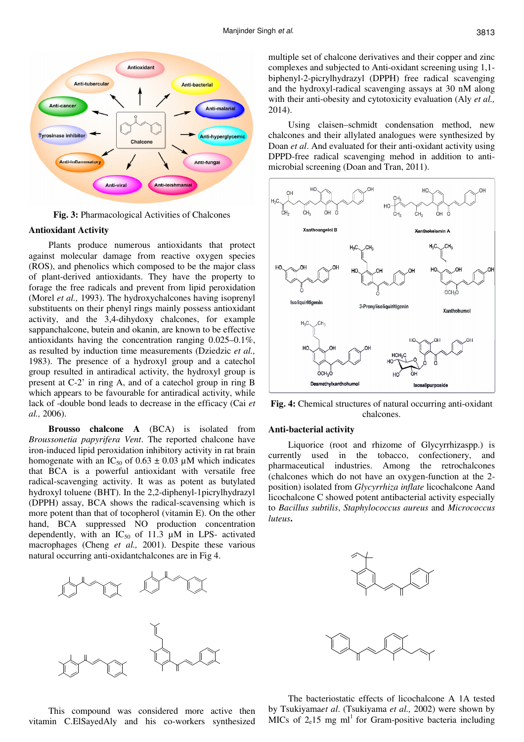**Fig. 3:** Pharmacological Activities of Chalcones

### Antioxidant Activity

Plants produce numerous antioxidants that protect against molecular damage from reactive oxygen species (ROS), and phenolics which composed to be the major class of plant-derived antioxidants. They have the property to forage the free radicals and prevent from lipid peroxidation (Morel *et al.,* 1993). The hydroxychalcones having isoprenyl substituents on their phenyl rings mainly possess antioxidant activity, and the 3,4-dihydoxy chalcones, for example sappanchalcone, butein and okanin, are known to be effective antioxidants having the concentration ranging 0.025–0.1%, as resulted by induction time measurements (Dziedzic *et al.,* 1983). The presence of a hydroxyl group and a catechol group resulted in antiradical activity, the hydroxyl group is present at C-2' in ring A, and of a catechol group in ring B which appears to be favourable for antiradical activity, while lack of -double bond leads to decrease in the efficacy (Cai *et al.,* 2006).

**Brousso chalcone A** (BCA) is isolated from *Broussonetia papyrifera Vent*. The reported chalcone have iron-induced lipid peroxidation inhibitory activity in rat brain homogenate with an $IC_{50}$ of 0.63 ± 0.03 µM which indicates that BCA is a powerful antioxidant with versatile free radical-scavenging activity. It was as potent as butylated hydroxyl toluene (BHT). In the 2,2-diphenyl-1picrylhydrazyl (DPPH) assay, BCA shows the radical-scavenging which is more potent than that of tocopherol (vitamin E). On the other hand, BCA suppressed NO production concentration dependently, with an $IC_{50}$ of 11.3 µM in LPS- activated macrophages (Cheng *et al.,* 2001). Despite these various natural occurring anti-oxidantchalcones are in Fig 4.

This compound was considered more active then vitamin C.ElSayedAly and his co-workers synthesized multiple set of chalcone derivatives and their copper and zinc complexes and subjected to Anti-oxidant screening using 1,1-biphenyl-2-picrylhydrazyl (DPPH) free radical scavenging and the hydroxyl-radical scavenging assays at 30 nM along with their anti-obesity and cytotoxicity evaluation (Aly *et al.,* 2014).

Using claisen–schmidt condensation method, new chalcones and their allylated analogues were synthesized by Doan *et al*. And evaluated for their anti-oxidant activity using DPPD-free radical scavenging mehod in addition to anti-microbial screening (Doan and Tran, 2011).

**Fig. 4:** Chemical structures of natural occurring anti-oxidant chalcones.

### Anti-bacterial activity

Liquorice (root and rhizome of Glycyrrhizaspp.) is currently used in the tobacco, confectionery, and pharmaceutical industries. Among the retrochalcones (chalcones which do not have an oxygen-function at the 2-position) isolated from *Glycyrrhiza inflate* licochalcone Aand licochalcone C showed potent antibacterial activity especially to *Bacillus subtilis*, *Staphylococcus aureus* and *Micrococcus luteus***.**

The bacteriostatic effects of licochalcone A 1A tested by Tsukiyama*et al*. (Tsukiyama *et al.,* 2002) were shown by MICs of 2,15 mg ml[1] for Gram-positive bacteria including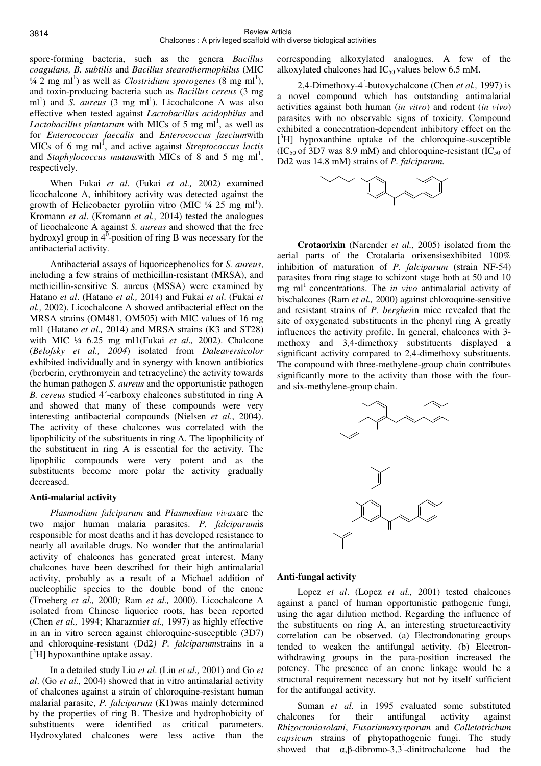spore-forming bacteria, such as the genera *Bacillus coagulans, B. subtilis* and *Bacillus stearothermophilus* (MIC ¼ 2 mg ml[1]) as well as *Clostridium sporogenes* (8 mg ml[1]), and toxin-producing bacteria such as *Bacillus cereus* (3 mg ml[1]) and *S. aureus* (3 mg ml[1]). Licochalcone A was also effective when tested against *Lactobacillus acidophilus* and *Lactobacillus plantarum* with MICs of 5 mg ml[1], as well as for *Enterococcus faecalis* and *Enterococcus faecium*with MICs of 6 mg ml[1], and active against *Streptococcus lactis* and *Staphylococcus mutans*with MICs of 8 and 5 mg ml[1], respectively.

When Fukai *et al*. (Fukai *et al.,* 2002) examined licochalcone A, inhibitory activity was detected against the growth of Helicobacter pyroliin vitro (MIC ¼ 25 mg ml[1]). Kromann *et al*. (Kromann *et al.,* 2014) tested the analogues of licochalcone A against *S. aureus* and showed that the free hydroxyl group in 4[0]-position of ring B was necessary for the antibacterial activity.

Antibacterial assays of liquoricephenolics for *S. aureus*, including a few strains of methicillin-resistant (MRSA), and methicillin-sensitive S. aureus (MSSA) were examined by Hatano *et al*. (Hatano *et al.,* 2014) and Fukai *et al*. (Fukai *et al.,* 2002). Licochalcone A showed antibacterial effect on the MRSA strains (OM481, OM505) with MIC values of 16 mg ml1 (Hatano *et al.,* 2014) and MRSA strains (K3 and ST28) with MIC ¼ 6.25 mg ml1(Fukai *et al.,* 2002). Chalcone (*Belofsky et al., 2004*) isolated from *Daleaversicolor* exhibited individually and in synergy with known antibiotics (berberin, erythromycin and tetracycline) the activity towards the human pathogen *S. aureus* and the opportunistic pathogen *B. cereus* studied 4´-carboxy chalcones substituted in ring A and showed that many of these compounds were very interesting antibacterial compounds (Nielsen *et al*., 2004). The activity of these chalcones was correlated with the lipophilicity of the substituents in ring A. The lipophilicity of the substituent in ring A is essential for the activity. The lipophilic compounds were very potent and as the substituents become more polar the activity gradually decreased.

### Anti-malarial activity

*Plasmodium falciparum* and *Plasmodium vivax*are the two major human malaria parasites. *P. falciparum*is responsible for most deaths and it has developed resistance to nearly all available drugs. No wonder that the antimalarial activity of chalcones has generated great interest. Many chalcones have been described for their high antimalarial activity, probably as a result of a Michael addition of nucleophilic species to the double bond of the enone (Troeberg *et al.,* 2000*;* Ram *et al.,* 2000). Licochalcone A isolated from Chinese liquorice roots, has been reported (Chen *et al.,* 1994; Kharazmi*et al.,* 1997) as highly effective in an in vitro screen against chloroquine-susceptible (3D7) and chloroquine-resistant (Dd2*) P. falciparum*strains in a [$^3$H] hypoxanthine uptake assay.

In a detailed study Liu *et al*. (Liu *et al.,* 2001) and Go *et al*. (Go *et al.,* 2004) showed that in vitro antimalarial activity of chalcones against a strain of chloroquine-resistant human malarial parasite, *P. falciparum* (K1)was mainly determined by the properties of ring B. Thesize and hydrophobicity of substituents were identified as critical parameters. Hydroxylated chalcones were less active than the corresponding alkoxylated analogues. A few of the alkoxylated chalcones had $IC_{50}$ values below 6.5 mM.

2,4-Dimethoxy-4´-butoxychalcone (Chen *et al.,* 1997) is a novel compound which has outstanding antimalarial activities against both human (*in vitro*) and rodent (*in vivo*) parasites with no observable signs of toxicity. Compound exhibited a concentration-dependent inhibitory effect on the [$^3$H] hypoxanthine uptake of the chloroquine-susceptible ($IC_{50}$ of 3D7 was 8.9 mM) and chloroquine-resistant ($IC_{50}$ of Dd2 was 14.8 mM) strains of *P. falciparum.*

**Crotaorixin** (Narender *et al.,* 2005) isolated from the aerial parts of the Crotalaria orixensisexhibited 100% inhibition of maturation of *P. falciparum* (strain NF-54) parasites from ring stage to schizont stage both at 50 and 10 mg ml[1] concentrations. The *in vivo* antimalarial activity of bischalcones (Ram *et al.,* 2000) against chloroquine-sensitive and resistant strains of *P. berghei*in mice revealed that the site of oxygenated substituents in the phenyl ring A greatly influences the activity profile. In general, chalcones with 3-methoxy and 3,4-dimethoxy substituents displayed a significant activity compared to 2,4-dimethoxy substituents. The compound with three-methylene-group chain contributes significantly more to the activity than those with the four- and six-methylene-group chain.

### Anti-fungal activity

Lopez *et al*. (Lopez *et al.,* 2001) tested chalcones against a panel of human opportunistic pathogenic fungi, using the agar dilution method. Regarding the influence of the substituents on ring A, an interesting structureactivity correlation can be observed. (a) Electrondonating groups tended to weaken the antifungal activity. (b) Electron-withdrawing groups in the para-position increased the potency. The presence of an enone linkage would be a structural requirement necessary but not by itself sufficient for the antifungal activity.

Suman *et al.* in 1995 evaluated some substituted chalcones for their antifungal activity against *Rhizoctoniasolani*, *Fusariumoxysporum* and *Colletotrichum capsicum* strains of phytopathogenic fungi. The study showed that α,β-dibromo-3,3´-dinitrochalcone had the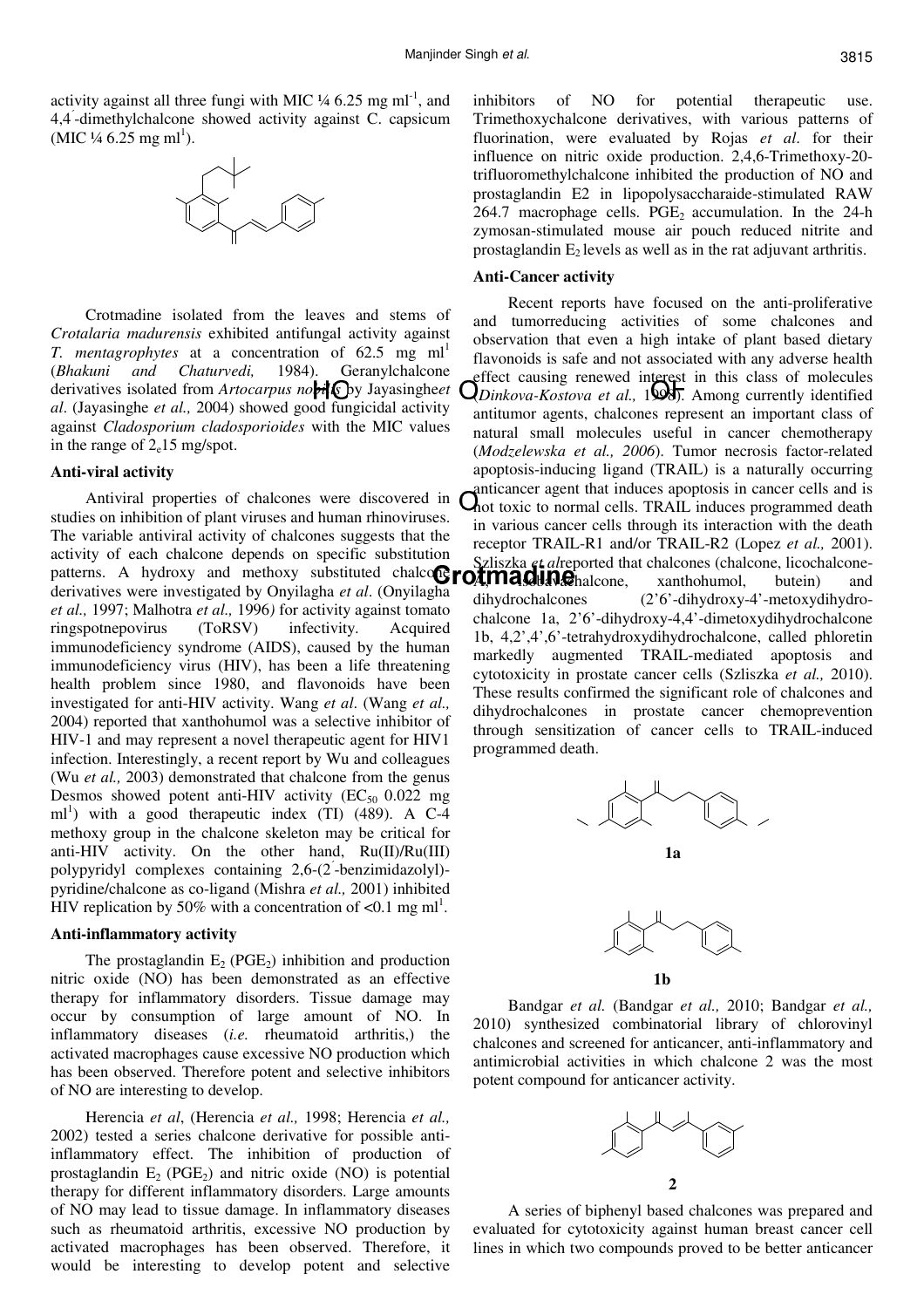activity against all three fungi with MIC ¼ 6.25 mg ml$^{-1}$, and 4,4′-dimethylchalcone showed activity against C. capsicum (MIC ¼ 6.25 mg ml$^{1}$).

Crotmadine

Crotmadine isolated from the leaves and stems of *Crotalaria madurensis* exhibited antifungal activity against *T. mentagrophytes* at a concentration of 62.5 mg ml$^{1}$ (*Bhakuni and Chaturvedi,* 1984). Geranylchalcone derivatives isolated from *Artocarpus nobilis* by Jayasinghe*et al*. (Jayasinghe *et al.,* 2004) showed good fungicidal activity against *Cladosporium cladosporioides* with the MIC values in the range of 2$_e$15 mg/spot.

### Anti-viral activity

Antiviral properties of chalcones were discovered in studies on inhibition of plant viruses and human rhinoviruses. The variable antiviral activity of chalcones suggests that the activity of each chalcone depends on specific substitution patterns. A hydroxy and methoxy substituted chalcone derivatives were investigated by Onyilagha *et al*. (Onyilagha *et al.,* 1997; Malhotra *et al.,* 1996*)* for activity against tomato ringspotnepovirus (ToRSV) infectivity. Acquired immunodeficiency syndrome (AIDS), caused by the human immunodeficiency virus (HIV), has been a life threatening health problem since 1980, and flavonoids have been investigated for anti-HIV activity. Wang *et al*. (Wang *et al.,* 2004) reported that xanthohumol was a selective inhibitor of HIV-1 and may represent a novel therapeutic agent for HIV1 infection. Interestingly, a recent report by Wu and colleagues (Wu *et al.,* 2003) demonstrated that chalcone from the genus Desmos showed potent anti-HIV activity ($EC_{50}$ 0.022 mg ml$^{1}$) with a good therapeutic index (TI) (489). A C-4 methoxy group in the chalcone skeleton may be critical for anti-HIV activity. On the other hand, Ru(II)/Ru(III) polypyridyl complexes containing 2,6-(2′-benzimidazolyl)-pyridine/chalcone as co-ligand (Mishra *et al.,* 2001) inhibited HIV replication by 50% with a concentration of <0.1 mg ml$^{1}$.

### Anti-inflammatory activity

The prostaglandin $E_2$ ($PGE_2$) inhibition and production nitric oxide (NO) has been demonstrated as an effective therapy for inflammatory disorders. Tissue damage may occur by consumption of large amount of NO. In inflammatory diseases (*i.e.* rheumatoid arthritis,) the activated macrophages cause excessive NO production which has been observed. Therefore potent and selective inhibitors of NO are interesting to develop.

Herencia *et al*, (Herencia *et al.,* 1998; Herencia *et al.,* 2002) tested a series chalcone derivative for possible anti-inflammatory effect. The inhibition of production of prostaglandin $E_2$ ($PGE_2$) and nitric oxide (NO) is potential therapy for different inflammatory disorders. Large amounts of NO may lead to tissue damage. In inflammatory diseases such as rheumatoid arthritis, excessive NO production by activated macrophages has been observed. Therefore, it would be interesting to develop potent and selective inhibitors of NO for potential therapeutic use. Trimethoxychalcone derivatives, with various patterns of fluorination, were evaluated by Rojas *et al*. for their influence on nitric oxide production. 2,4,6-Trimethoxy-20-trifluoromethylchalcone inhibited the production of NO and prostaglandin E2 in lipopolysaccharaide-stimulated RAW 264.7 macrophage cells. $PGE_2$ accumulation. In the 24-h zymosan-stimulated mouse air pouch reduced nitrite and prostaglandin $E_2$ levels as well as in the rat adjuvant arthritis.

### Anti-Cancer activity

Recent reports have focused on the anti-proliferative and tumorreducing activities of some chalcones and observation that even a high intake of plant based dietary flavonoids is safe and not associated with any adverse health effect causing renewed interest in this class of molecules (*Dinkova-Kostova et al.,* 1998). Among currently identified antitumor agents, chalcones represent an important class of natural small molecules useful in cancer chemotherapy (*Modzelewska et al., 2006*). Tumor necrosis factor-related apoptosis-inducing ligand (TRAIL) is a naturally occurring anticancer agent that induces apoptosis in cancer cells and is not toxic to normal cells. TRAIL induces programmed death in various cancer cells through its interaction with the death receptor TRAIL-R1 and/or TRAIL-R2 (Lopez *et al.,* 2001). Szliszka *et al*reported that chalcones (chalcone, licochalcone-A, isobavachalcone, xanthohumol, butein) and dihydrochalcones (2'6'-dihydroxy-4'-metoxydihydro-chalcone 1a, 2'6'-dihydroxy-4,4'-dimetoxydihydrochalcone 1b, 4,2',4',6'-tetrahydroxydihydrochalcone, called phloretin markedly augmented TRAIL-mediated apoptosis and cytotoxicity in prostate cancer cells (Szliszka *et al.,* 2010). These results confirmed the significant role of chalcones and dihydrochalcones in prostate cancer chemoprevention through sensitization of cancer cells to TRAIL-induced programmed death.

**1a**

**1b**

Bandgar *et al.* (Bandgar *et al.,* 2010; Bandgar *et al.,* 2010) synthesized combinatorial library of chlorovinyl chalcones and screened for anticancer, anti-inflammatory and antimicrobial activities in which chalcone 2 was the most potent compound for anticancer activity.

**2**

A series of biphenyl based chalcones was prepared and evaluated for cytotoxicity against human breast cancer cell lines in which two compounds proved to be better anticancer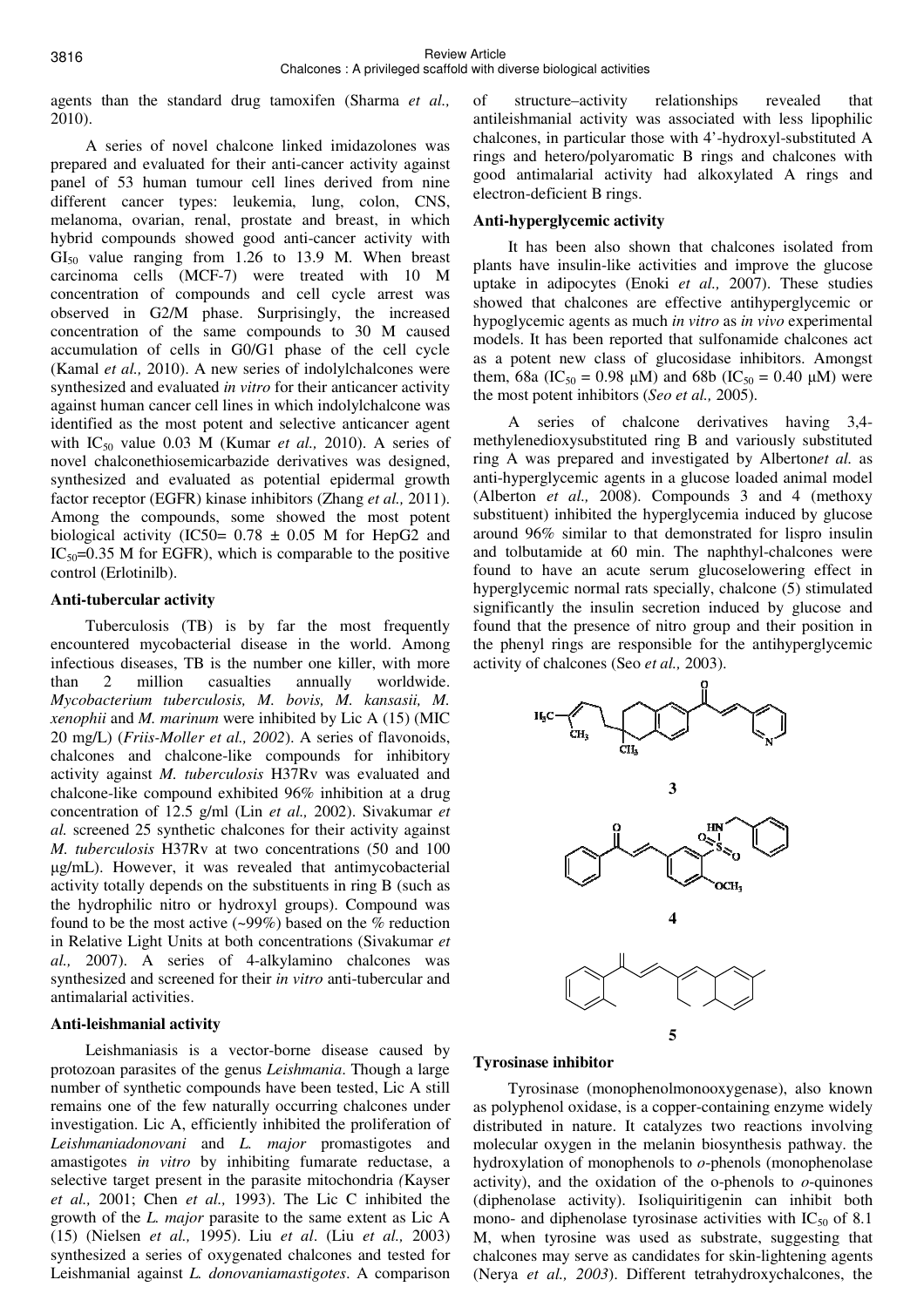agents than the standard drug tamoxifen (Sharma *et al.,* 2010).

A series of novel chalcone linked imidazolones was prepared and evaluated for their anti-cancer activity against panel of 53 human tumour cell lines derived from nine different cancer types: leukemia, lung, colon, CNS, melanoma, ovarian, renal, prostate and breast, in which hybrid compounds showed good anti-cancer activity with $GI_{50}$ value ranging from 1.26 to 13.9 M. When breast carcinoma cells (MCF-7) were treated with 10 M concentration of compounds and cell cycle arrest was observed in G2/M phase. Surprisingly, the increased concentration of the same compounds to 30 M caused accumulation of cells in G0/G1 phase of the cell cycle (Kamal *et al.,* 2010). A new series of indolylchalcones were synthesized and evaluated *in vitro* for their anticancer activity against human cancer cell lines in which indolylchalcone was identified as the most potent and selective anticancer agent with $IC_{50}$ value 0.03 M (Kumar *et al.,* 2010). A series of novel chalconethiosemicarbazide derivatives was designed, synthesized and evaluated as potential epidermal growth factor receptor (EGFR) kinase inhibitors (Zhang *et al.,* 2011). Among the compounds, some showed the most potent biological activity (IC50= 0.78 ± 0.05 M for HepG2 and $IC_{50}$=0.35 M for EGFR), which is comparable to the positive control (Erlotinilb).

## Anti-tubercular activity

Tuberculosis (TB) is by far the most frequently encountered mycobacterial disease in the world. Among infectious diseases, TB is the number one killer, with more than 2 million casualties annually worldwide. *Mycobacterium tuberculosis, M. bovis, M. kansasii, M. xenophii* and *M. marinum* were inhibited by Lic A (15) (MIC 20 mg/L) (*Friis-Moller et al., 2002*). A series of flavonoids, chalcones and chalcone-like compounds for inhibitory activity against *M. tuberculosis* H37Rv was evaluated and chalcone-like compound exhibited 96% inhibition at a drug concentration of 12.5 g/ml (Lin *et al.,* 2002). Sivakumar *et al.* screened 25 synthetic chalcones for their activity against *M. tuberculosis* H37Rv at two concentrations (50 and 100 μg/mL). However, it was revealed that antimycobacterial activity totally depends on the substituents in ring B (such as the hydrophilic nitro or hydroxyl groups). Compound was found to be the most active (~99%) based on the % reduction in Relative Light Units at both concentrations (Sivakumar *et al.,* 2007). A series of 4-alkylamino chalcones was synthesized and screened for their *in vitro* anti-tubercular and antimalarial activities.

## Anti-leishmanial activity

Leishmaniasis is a vector-borne disease caused by protozoan parasites of the genus *Leishmania*. Though a large number of synthetic compounds have been tested, Lic A still remains one of the few naturally occurring chalcones under investigation. Lic A, efficiently inhibited the proliferation of *Leishmaniadonovani* and *L. major* promastigotes and amastigotes *in vitro* by inhibiting fumarate reductase, a selective target present in the parasite mitochondria *(*Kayser *et al.,* 2001; Chen *et al.,* 1993). The Lic C inhibited the growth of the *L. major* parasite to the same extent as Lic A (15) (Nielsen *et al.,* 1995). Liu *et al*. (Liu *et al.,* 2003) synthesized a series of oxygenated chalcones and tested for Leishmanial against *L. donovaniamastigotes*. A comparison of structure–activity relationships revealed that antileishmanial activity was associated with less lipophilic chalcones, in particular those with 4'-hydroxyl-substituted A rings and hetero/polyaromatic B rings and chalcones with good antimalarial activity had alkoxylated A rings and electron-deficient B rings.

## Anti-hyperglycemic activity

It has been also shown that chalcones isolated from plants have insulin-like activities and improve the glucose uptake in adipocytes (Enoki *et al.,* 2007). These studies showed that chalcones are effective antihyperglycemic or hypoglycemic agents as much *in vitro* as *in vivo* experimental models. It has been reported that sulfonamide chalcones act as a potent new class of glucosidase inhibitors. Amongst them, 68a ($IC_{50}$ = 0.98 μM) and 68b ($IC_{50}$ = 0.40 μM) were the most potent inhibitors (*Seo et al.,* 2005).

A series of chalcone derivatives having 3,4-methylenedioxysubstituted ring B and variously substituted ring A was prepared and investigated by Alberton*et al.* as anti-hyperglycemic agents in a glucose loaded animal model (Alberton *et al.,* 2008). Compounds 3 and 4 (methoxy substituent) inhibited the hyperglycemia induced by glucose around 96% similar to that demonstrated for lispro insulin and tolbutamide at 60 min. The naphthyl-chalcones were found to have an acute serum glucoselowering effect in hyperglycemic normal rats specially, chalcone (5) stimulated significantly the insulin secretion induced by glucose and found that the presence of nitro group and their position in the phenyl rings are responsible for the antihyperglycemic activity of chalcones (Seo *et al.,* 2003).

3

4

5

## Tyrosinase inhibitor

Tyrosinase (monophenolmonooxygenase), also known as polyphenol oxidase, is a copper-containing enzyme widely distributed in nature. It catalyzes two reactions involving molecular oxygen in the melanin biosynthesis pathway. the hydroxylation of monophenols to *o*-phenols (monophenolase activity), and the oxidation of the o-phenols to *o*-quinones (diphenolase activity). Isoliquiritigenin can inhibit both mono- and diphenolase tyrosinase activities with $IC_{50}$ of 8.1 M, when tyrosine was used as substrate, suggesting that chalcones may serve as candidates for skin-lightening agents (Nerya *et al., 2003*). Different tetrahydroxychalcones, the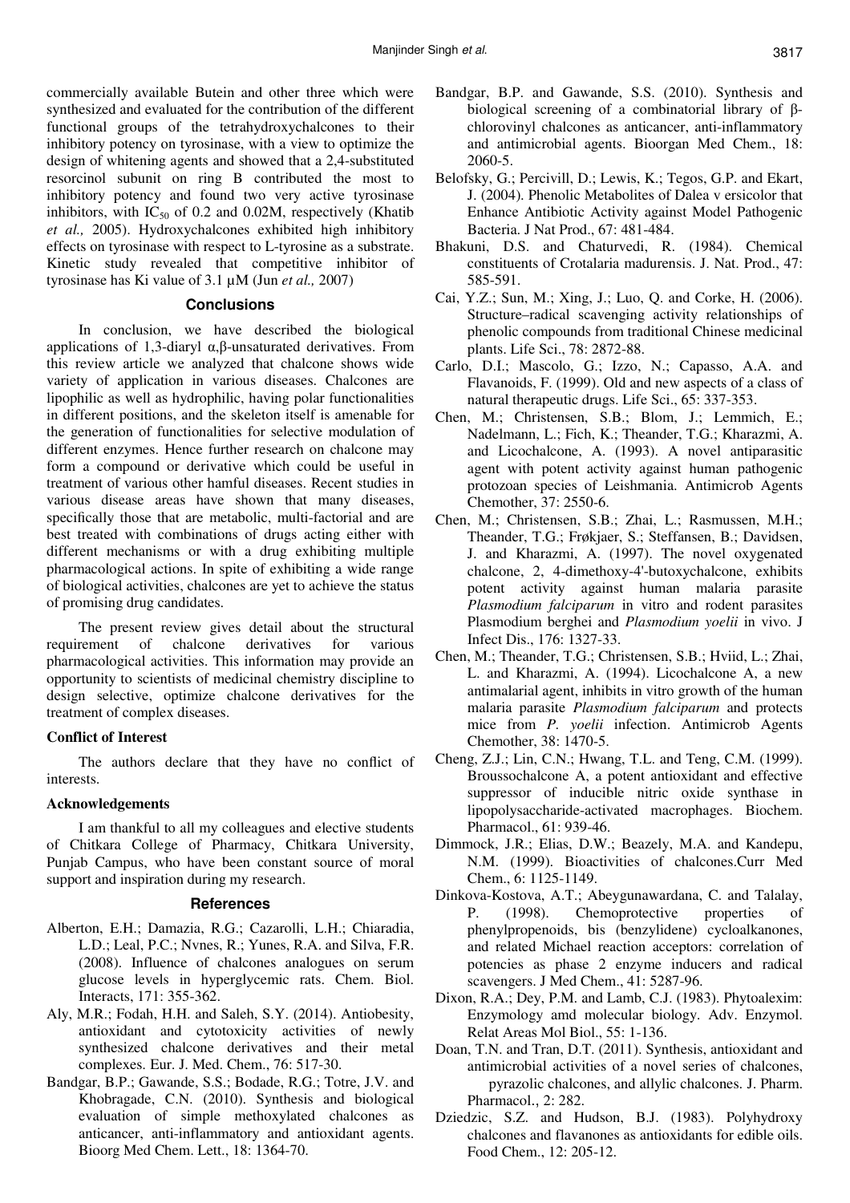commercially available Butein and other three which were synthesized and evaluated for the contribution of the different functional groups of the tetrahydroxychalcones to their inhibitory potency on tyrosinase, with a view to optimize the design of whitening agents and showed that a 2,4-substituted resorcinol subunit on ring B contributed the most to inhibitory potency and found two very active tyrosinase inhibitors, with $IC_{50}$ of 0.2 and 0.02M, respectively (Khatib *et al.,* 2005). Hydroxychalcones exhibited high inhibitory effects on tyrosinase with respect to L-tyrosine as a substrate. Kinetic study revealed that competitive inhibitor of tyrosinase has Ki value of 3.1 µM (Jun *et al.,* 2007)

## Conclusions

In conclusion, we have described the biological applications of 1,3-diaryl α,β-unsaturated derivatives. From this review article we analyzed that chalcone shows wide variety of application in various diseases. Chalcones are lipophilic as well as hydrophilic, having polar functionalities in different positions, and the skeleton itself is amenable for the generation of functionalities for selective modulation of different enzymes. Hence further research on chalcone may form a compound or derivative which could be useful in treatment of various other hamful diseases. Recent studies in various disease areas have shown that many diseases, specifically those that are metabolic, multi-factorial and are best treated with combinations of drugs acting either with different mechanisms or with a drug exhibiting multiple pharmacological actions. In spite of exhibiting a wide range of biological activities, chalcones are yet to achieve the status of promising drug candidates.

The present review gives detail about the structural requirement of chalcone derivatives for various pharmacological activities. This information may provide an opportunity to scientists of medicinal chemistry discipline to design selective, optimize chalcone derivatives for the treatment of complex diseases.

### Conflict of Interest

The authors declare that they have no conflict of interests.

### Acknowledgements

I am thankful to all my colleagues and elective students of Chitkara College of Pharmacy, Chitkara University, Punjab Campus, who have been constant source of moral support and inspiration during my research.

## References

Alberton, E.H.; Damazia, R.G.; Cazarolli, L.H.; Chiaradia, L.D.; Leal, P.C.; Nvnes, R.; Yunes, R.A. and Silva, F.R. (2008). Influence of chalcones analogues on serum glucose levels in hyperglycemic rats. Chem. Biol. Interacts, 171: 355-362.

Aly, M.R.; Fodah, H.H. and Saleh, S.Y. (2014). Antiobesity, antioxidant and cytotoxicity activities of newly synthesized chalcone derivatives and their metal complexes. Eur. J. Med. Chem., 76: 517-30.

Bandgar, B.P.; Gawande, S.S.; Bodade, R.G.; Totre, J.V. and Khobragade, C.N. (2010). Synthesis and biological evaluation of simple methoxylated chalcones as anticancer, anti-inflammatory and antioxidant agents. Bioorg Med Chem. Lett., 18: 1364-70.

Bandgar, B.P. and Gawande, S.S. (2010). Synthesis and biological screening of a combinatorial library of β-chlorovinyl chalcones as anticancer, anti-inflammatory and antimicrobial agents. Bioorgan Med Chem., 18: 2060-5.

Belofsky, G.; Percivill, D.; Lewis, K.; Tegos, G.P. and Ekart, J. (2004). Phenolic Metabolites of Dalea v ersicolor that Enhance Antibiotic Activity against Model Pathogenic Bacteria. J Nat Prod., 67: 481-484.

Bhakuni, D.S. and Chaturvedi, R. (1984). Chemical constituents of Crotalaria madurensis. J. Nat. Prod., 47: 585-591.

Cai, Y.Z.; Sun, M.; Xing, J.; Luo, Q. and Corke, H. (2006). Structure–radical scavenging activity relationships of phenolic compounds from traditional Chinese medicinal plants. Life Sci., 78: 2872-88.

Carlo, D.I.; Mascolo, G.; Izzo, N.; Capasso, A.A. and Flavanoids, F. (1999). Old and new aspects of a class of natural therapeutic drugs. Life Sci., 65: 337-353.

Chen, M.; Christensen, S.B.; Blom, J.; Lemmich, E.; Nadelmann, L.; Fich, K.; Theander, T.G.; Kharazmi, A. and Licochalcone, A. (1993). A novel antiparasitic agent with potent activity against human pathogenic protozoan species of Leishmania. Antimicrob Agents Chemother, 37: 2550-6.

Chen, M.; Christensen, S.B.; Zhai, L.; Rasmussen, M.H.; Theander, T.G.; Frøkjaer, S.; Steffansen, B.; Davidsen, J. and Kharazmi, A. (1997). The novel oxygenated chalcone, 2, 4-dimethoxy-4'-butoxychalcone, exhibits potent activity against human malaria parasite *Plasmodium falciparum* in vitro and rodent parasites Plasmodium berghei and *Plasmodium yoelii* in vivo. J Infect Dis., 176: 1327-33.

Chen, M.; Theander, T.G.; Christensen, S.B.; Hviid, L.; Zhai, L. and Kharazmi, A. (1994). Licochalcone A, a new antimalarial agent, inhibits in vitro growth of the human malaria parasite *Plasmodium falciparum* and protects mice from *P. yoelii* infection. Antimicrob Agents Chemother, 38: 1470-5.

Cheng, Z.J.; Lin, C.N.; Hwang, T.L. and Teng, C.M. (1999). Broussochalcone A, a potent antioxidant and effective suppressor of inducible nitric oxide synthase in lipopolysaccharide-activated macrophages. Biochem. Pharmacol., 61: 939-46.

Dimmock, J.R.; Elias, D.W.; Beazely, M.A. and Kandepu, N.M. (1999). Bioactivities of chalcones.Curr Med Chem., 6: 1125-1149.

Dinkova-Kostova, A.T.; Abeygunawardana, C. and Talalay, P. (1998). Chemoprotective properties of phenylpropenoids, bis (benzylidene) cycloalkanones, and related Michael reaction acceptors: correlation of potencies as phase 2 enzyme inducers and radical scavengers. J Med Chem., 41: 5287-96.

Dixon, R.A.; Dey, P.M. and Lamb, C.J. (1983). Phytoalexim: Enzymology amd molecular biology. Adv. Enzymol. Relat Areas Mol Biol., 55: 1-136.

Doan, T.N. and Tran, D.T. (2011). Synthesis, antioxidant and antimicrobial activities of a novel series of chalcones, pyrazolic chalcones, and allylic chalcones. J. Pharm. Pharmacol., 2: 282.

Dziedzic, S.Z. and Hudson, B.J. (1983). Polyhydroxy chalcones and flavanones as antioxidants for edible oils. Food Chem., 12: 205-12.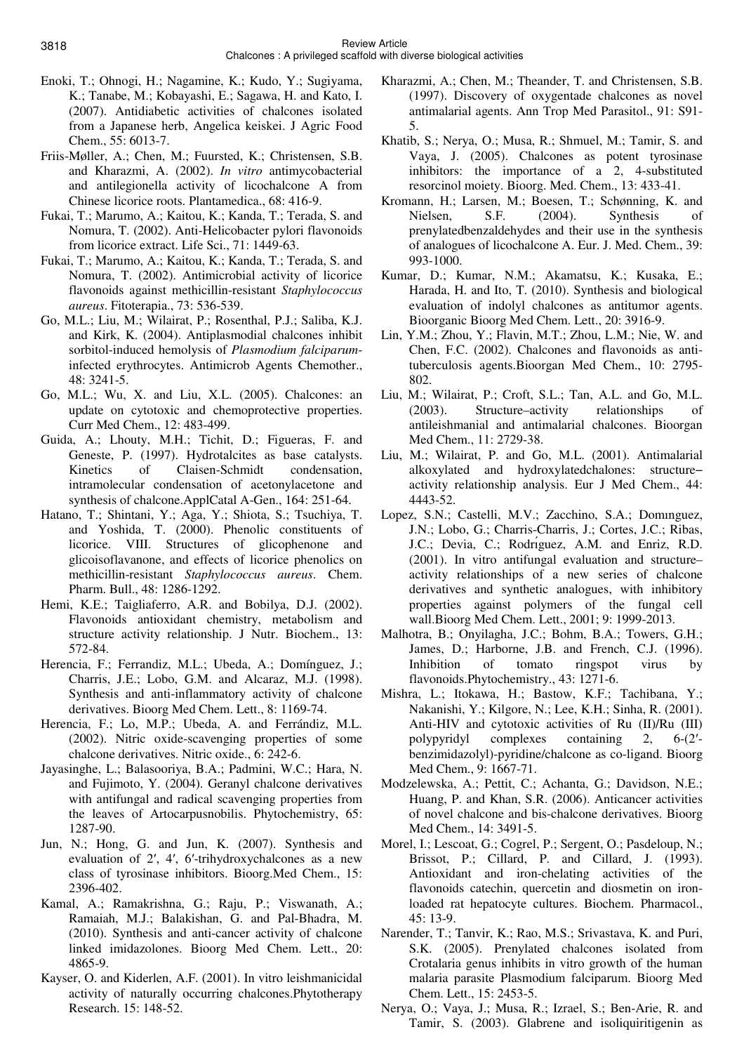Enoki, T.; Ohnogi, H.; Nagamine, K.; Kudo, Y.; Sugiyama, K.; Tanabe, M.; Kobayashi, E.; Sagawa, H. and Kato, I. (2007). Antidiabetic activities of chalcones isolated from a Japanese herb, Angelica keiskei. J Agric Food Chem., 55: 6013-7.

Friis-Møller, A.; Chen, M.; Fuursted, K.; Christensen, S.B. and Kharazmi, A. (2002). *In vitro* antimycobacterial and antilegionella activity of licochalcone A from Chinese licorice roots. Plantamedica., 68: 416-9.

Fukai, T.; Marumo, A.; Kaitou, K.; Kanda, T.; Terada, S. and Nomura, T. (2002). Anti-Helicobacter pylori flavonoids from licorice extract. Life Sci., 71: 1449-63.

Fukai, T.; Marumo, A.; Kaitou, K.; Kanda, T.; Terada, S. and Nomura, T. (2002). Antimicrobial activity of licorice flavonoids against methicillin-resistant *Staphylococcus aureus*. Fitoterapia., 73: 536-539.

Go, M.L.; Liu, M.; Wilairat, P.; Rosenthal, P.J.; Saliba, K.J. and Kirk, K. (2004). Antiplasmodial chalcones inhibit sorbitol-induced hemolysis of *Plasmodium falciparum*-infected erythrocytes. Antimicrob Agents Chemother., 48: 3241-5.

Go, M.L.; Wu, X. and Liu, X.L. (2005). Chalcones: an update on cytotoxic and chemoprotective properties. Curr Med Chem., 12: 483-499.

Guida, A.; Lhouty, M.H.; Tichit, D.; Figueras, F. and Geneste, P. (1997). Hydrotalcites as base catalysts. Kinetics of Claisen-Schmidt condensation, intramolecular condensation of acetonylacetone and synthesis of chalcone.ApplCatal A-Gen., 164: 251-64.

Hatano, T.; Shintani, Y.; Aga, Y.; Shiota, S.; Tsuchiya, T. and Yoshida, T. (2000). Phenolic constituents of licorice. VIII. Structures of glicophenone and glicoisoflavanone, and effects of licorice phenolics on methicillin-resistant *Staphylococcus aureus*. Chem. Pharm. Bull., 48: 1286-1292.

Hemi, K.E.; Taigliaferro, A.R. and Bobilya, D.J. (2002). Flavonoids antioxidant chemistry, metabolism and structure activity relationship. J Nutr. Biochem., 13: 572-84.

Herencia, F.; Ferrandiz, M.L.; Ubeda, A.; Domínguez, J.; Charris, J.E.; Lobo, G.M. and Alcaraz, M.J. (1998). Synthesis and anti-inflammatory activity of chalcone derivatives. Bioorg Med Chem. Lett., 8: 1169-74.

Herencia, F.; Lo, M.P.; Ubeda, A. and Ferrándiz, M.L. (2002). Nitric oxide-scavenging properties of some chalcone derivatives. Nitric oxide., 6: 242-6.

Jayasinghe, L.; Balasooriya, B.A.; Padmini, W.C.; Hara, N. and Fujimoto, Y. (2004). Geranyl chalcone derivatives with antifungal and radical scavenging properties from the leaves of Artocarpusnobilis. Phytochemistry, 65: 1287-90.

Jun, N.; Hong, G. and Jun, K. (2007). Synthesis and evaluation of 2′, 4′, 6′-trihydroxychalcones as a new class of tyrosinase inhibitors. Bioorg.Med Chem., 15: 2396-402.

Kamal, A.; Ramakrishna, G.; Raju, P.; Viswanath, A.; Ramaiah, M.J.; Balakishan, G. and Pal-Bhadra, M. (2010). Synthesis and anti-cancer activity of chalcone linked imidazolones. Bioorg Med Chem. Lett., 20: 4865-9.

Kayser, O. and Kiderlen, A.F. (2001). In vitro leishmanicidal activity of naturally occurring chalcones.Phytotherapy Research. 15: 148-52.

Kharazmi, A.; Chen, M.; Theander, T. and Christensen, S.B. (1997). Discovery of oxygentade chalcones as novel antimalarial agents. Ann Trop Med Parasitol., 91: S91-5.

Khatib, S.; Nerya, O.; Musa, R.; Shmuel, M.; Tamir, S. and Vaya, J. (2005). Chalcones as potent tyrosinase inhibitors: the importance of a 2, 4-substituted resorcinol moiety. Bioorg. Med. Chem., 13: 433-41.

Kromann, H.; Larsen, M.; Boesen, T.; Schønning, K. and Nielsen, S.F. (2004). Synthesis of prenylatedbenzaldehydes and their use in the synthesis of analogues of licochalcone A. Eur. J. Med. Chem., 39: 993-1000.

Kumar, D.; Kumar, N.M.; Akamatsu, K.; Kusaka, E.; Harada, H. and Ito, T. (2010). Synthesis and biological evaluation of indolyl chalcones as antitumor agents. Bioorganic Bioorg Med Chem. Lett., 20: 3916-9.

Lin, Y.M.; Zhou, Y.; Flavin, M.T.; Zhou, L.M.; Nie, W. and Chen, F.C. (2002). Chalcones and flavonoids as anti-tuberculosis agents.Bioorgan Med Chem., 10: 2795-802.

Liu, M.; Wilairat, P.; Croft, S.L.; Tan, A.L. and Go, M.L. (2003). Structure–activity relationships of antileishmanial and antimalarial chalcones. Bioorgan Med Chem., 11: 2729-38.

Liu, M.; Wilairat, P. and Go, M.L. (2001). Antimalarial alkoxylated and hydroxylatedchalones: structure–activity relationship analysis. Eur J Med Chem., 44: 4443-52.

Lopez, S.N.; Castelli, M.V.; Zacchino, S.A.; Domınguez, J.N.; Lobo, G.; Charris-Charris, J.; Cortes, J.C.; Ribas, J.C.; Devia, C.; Rodríguez, A.M. and Enriz, R.D. (2001). In vitro antifungal evaluation and structure–activity relationships of a new series of chalcone derivatives and synthetic analogues, with inhibitory properties against polymers of the fungal cell wall.Bioorg Med Chem. Lett., 2001; 9: 1999-2013.

Malhotra, B.; Onyilagha, J.C.; Bohm, B.A.; Towers, G.H.; James, D.; Harborne, J.B. and French, C.J. (1996). Inhibition of tomato ringspot virus by flavonoids.Phytochemistry., 43: 1271-6.

Mishra, L.; Itokawa, H.; Bastow, K.F.; Tachibana, Y.; Nakanishi, Y.; Kilgore, N.; Lee, K.H.; Sinha, R. (2001). Anti-HIV and cytotoxic activities of Ru (II)/Ru (III) polypyridyl complexes containing 2, 6-(2′-benzimidazolyl)-pyridine/chalcone as co-ligand. Bioorg Med Chem., 9: 1667-71.

Modzelewska, A.; Pettit, C.; Achanta, G.; Davidson, N.E.; Huang, P. and Khan, S.R. (2006). Anticancer activities of novel chalcone and bis-chalcone derivatives. Bioorg Med Chem., 14: 3491-5.

Morel, I.; Lescoat, G.; Cogrel, P.; Sergent, O.; Pasdeloup, N.; Brissot, P.; Cillard, P. and Cillard, J. (1993). Antioxidant and iron-chelating activities of the flavonoids catechin, quercetin and diosmetin on iron-loaded rat hepatocyte cultures. Biochem. Pharmacol., 45: 13-9.

Narender, T.; Tanvir, K.; Rao, M.S.; Srivastava, K. and Puri, S.K. (2005). Prenylated chalcones isolated from Crotalaria genus inhibits in vitro growth of the human malaria parasite Plasmodium falciparum. Bioorg Med Chem. Lett., 15: 2453-5.

Nerya, O.; Vaya, J.; Musa, R.; Izrael, S.; Ben-Arie, R. and Tamir, S. (2003). Glabrene and isoliquiritigenin as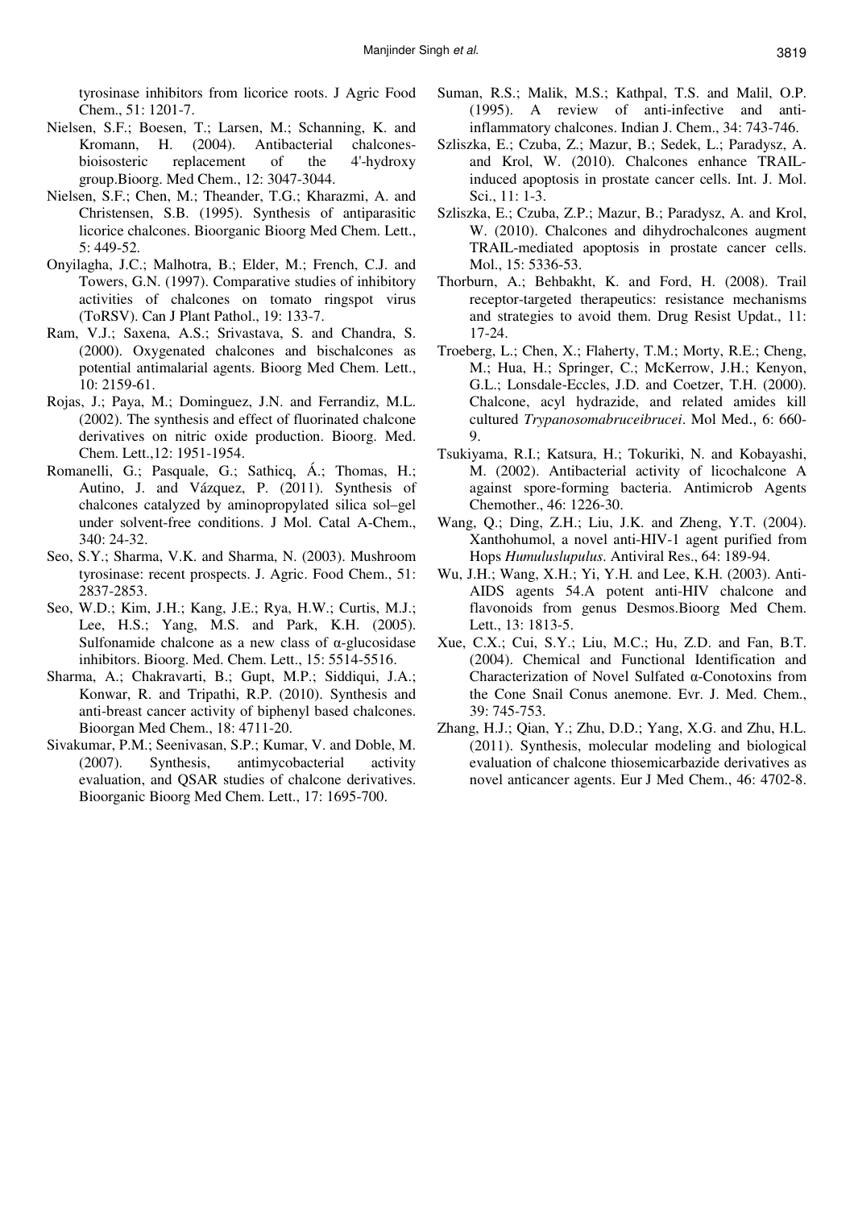tyrosinase inhibitors from licorice roots. J Agric Food Chem., 51: 1201-7.

Nielsen, S.F.; Boesen, T.; Larsen, M.; Schanning, K. and Kromann, H. (2004). Antibacterial chalcones-bioisosteric replacement of the 4'-hydroxy group.Bioorg. Med Chem., 12: 3047-3044.

Nielsen, S.F.; Chen, M.; Theander, T.G.; Kharazmi, A. and Christensen, S.B. (1995). Synthesis of antiparasitic licorice chalcones. Bioorganic Bioorg Med Chem. Lett., 5: 449-52.

Onyilagha, J.C.; Malhotra, B.; Elder, M.; French, C.J. and Towers, G.N. (1997). Comparative studies of inhibitory activities of chalcones on tomato ringspot virus (ToRSV). Can J Plant Pathol., 19: 133-7.

Ram, V.J.; Saxena, A.S.; Srivastava, S. and Chandra, S. (2000). Oxygenated chalcones and bischalcones as potential antimalarial agents. Bioorg Med Chem. Lett., 10: 2159-61.

Rojas, J.; Paya, M.; Dominguez, J.N. and Ferrandiz, M.L. (2002). The synthesis and effect of fluorinated chalcone derivatives on nitric oxide production. Bioorg. Med. Chem. Lett.,12: 1951-1954.

Romanelli, G.; Pasquale, G.; Sathicq, Á.; Thomas, H.; Autino, J. and Vázquez, P. (2011). Synthesis of chalcones catalyzed by aminopropylated silica sol–gel under solvent-free conditions. J Mol. Catal A-Chem., 340: 24-32.

Seo, S.Y.; Sharma, V.K. and Sharma, N. (2003). Mushroom tyrosinase: recent prospects. J. Agric. Food Chem., 51: 2837-2853.

Seo, W.D.; Kim, J.H.; Kang, J.E.; Rya, H.W.; Curtis, M.J.; Lee, H.S.; Yang, M.S. and Park, K.H. (2005). Sulfonamide chalcone as a new class of α-glucosidase inhibitors. Bioorg. Med. Chem. Lett., 15: 5514-5516.

Sharma, A.; Chakravarti, B.; Gupt, M.P.; Siddiqui, J.A.; Konwar, R. and Tripathi, R.P. (2010). Synthesis and anti-breast cancer activity of biphenyl based chalcones. Bioorgan Med Chem., 18: 4711-20.

Sivakumar, P.M.; Seenivasan, S.P.; Kumar, V. and Doble, M. (2007). Synthesis, antimycobacterial activity evaluation, and QSAR studies of chalcone derivatives. Bioorganic Bioorg Med Chem. Lett., 17: 1695-700.

Suman, R.S.; Malik, M.S.; Kathpal, T.S. and Malil, O.P. (1995). A review of anti-infective and anti-inflammatory chalcones. Indian J. Chem., 34: 743-746.

Szliszka, E.; Czuba, Z.; Mazur, B.; Sedek, L.; Paradysz, A. and Krol, W. (2010). Chalcones enhance TRAIL-induced apoptosis in prostate cancer cells. Int. J. Mol. Sci., 11: 1-3.

Szliszka, E.; Czuba, Z.P.; Mazur, B.; Paradysz, A. and Krol, W. (2010). Chalcones and dihydrochalcones augment TRAIL-mediated apoptosis in prostate cancer cells. Mol., 15: 5336-53.

Thorburn, A.; Behbakht, K. and Ford, H. (2008). Trail receptor-targeted therapeutics: resistance mechanisms and strategies to avoid them. Drug Resist Updat., 11: 17-24.

Troeberg, L.; Chen, X.; Flaherty, T.M.; Morty, R.E.; Cheng, M.; Hua, H.; Springer, C.; McKerrow, J.H.; Kenyon, G.L.; Lonsdale-Eccles, J.D. and Coetzer, T.H. (2000). Chalcone, acyl hydrazide, and related amides kill cultured *Trypanosomabruceibrucei*. Mol Med., 6: 660-9.

Tsukiyama, R.I.; Katsura, H.; Tokuriki, N. and Kobayashi, M. (2002). Antibacterial activity of licochalcone A against spore-forming bacteria. Antimicrob Agents Chemother., 46: 1226-30.

Wang, Q.; Ding, Z.H.; Liu, J.K. and Zheng, Y.T. (2004). Xanthohumol, a novel anti-HIV-1 agent purified from Hops *Humuluslupulus*. Antiviral Res., 64: 189-94.

Wu, J.H.; Wang, X.H.; Yi, Y.H. and Lee, K.H. (2003). Anti-AIDS agents 54.A potent anti-HIV chalcone and flavonoids from genus Desmos.Bioorg Med Chem. Lett., 13: 1813-5.

Xue, C.X.; Cui, S.Y.; Liu, M.C.; Hu, Z.D. and Fan, B.T. (2004). Chemical and Functional Identification and Characterization of Novel Sulfated α-Conotoxins from the Cone Snail Conus anemone. Evr. J. Med. Chem., 39: 745-753.

Zhang, H.J.; Qian, Y.; Zhu, D.D.; Yang, X.G. and Zhu, H.L. (2011). Synthesis, molecular modeling and biological evaluation of chalcone thiosemicarbazide derivatives as novel anticancer agents. Eur J Med Chem., 46: 4702-8.